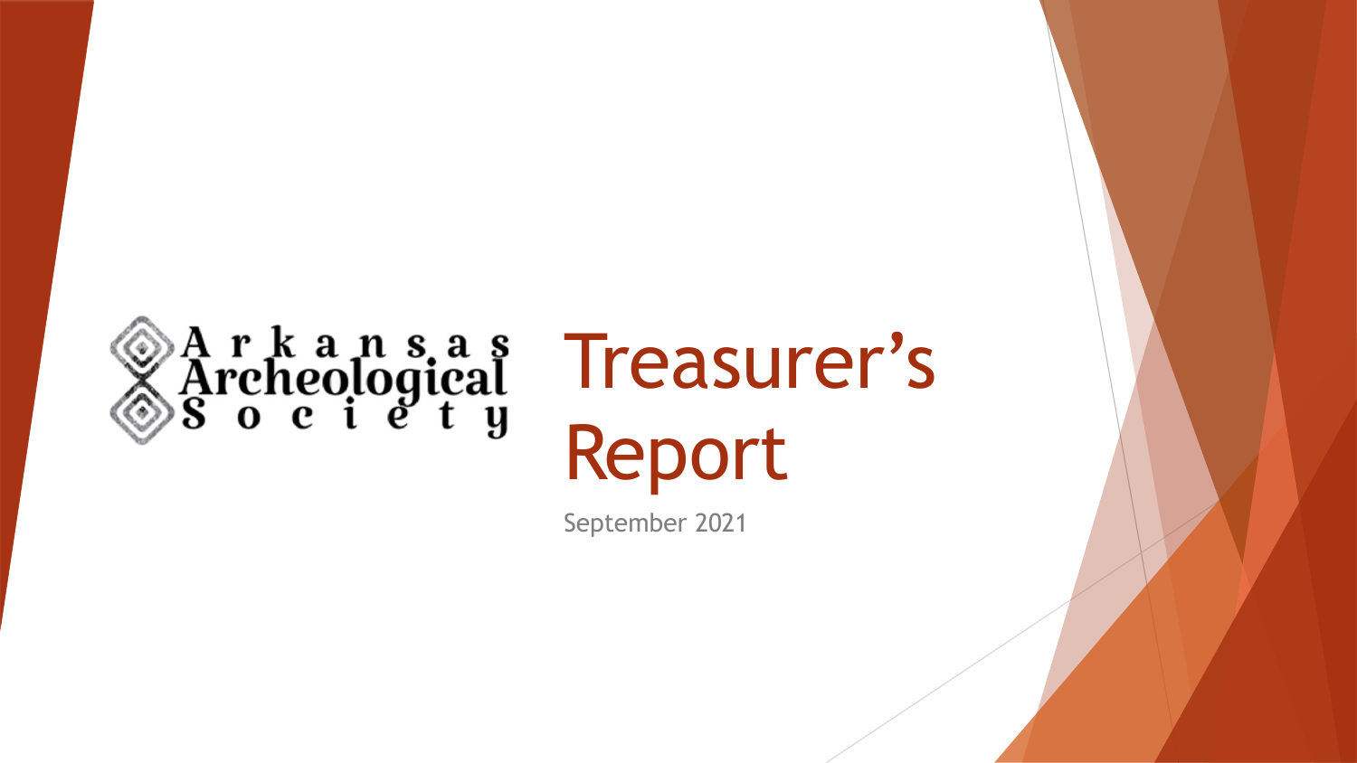Arkansas Archeological Society

# Treasurer's Report

September 2021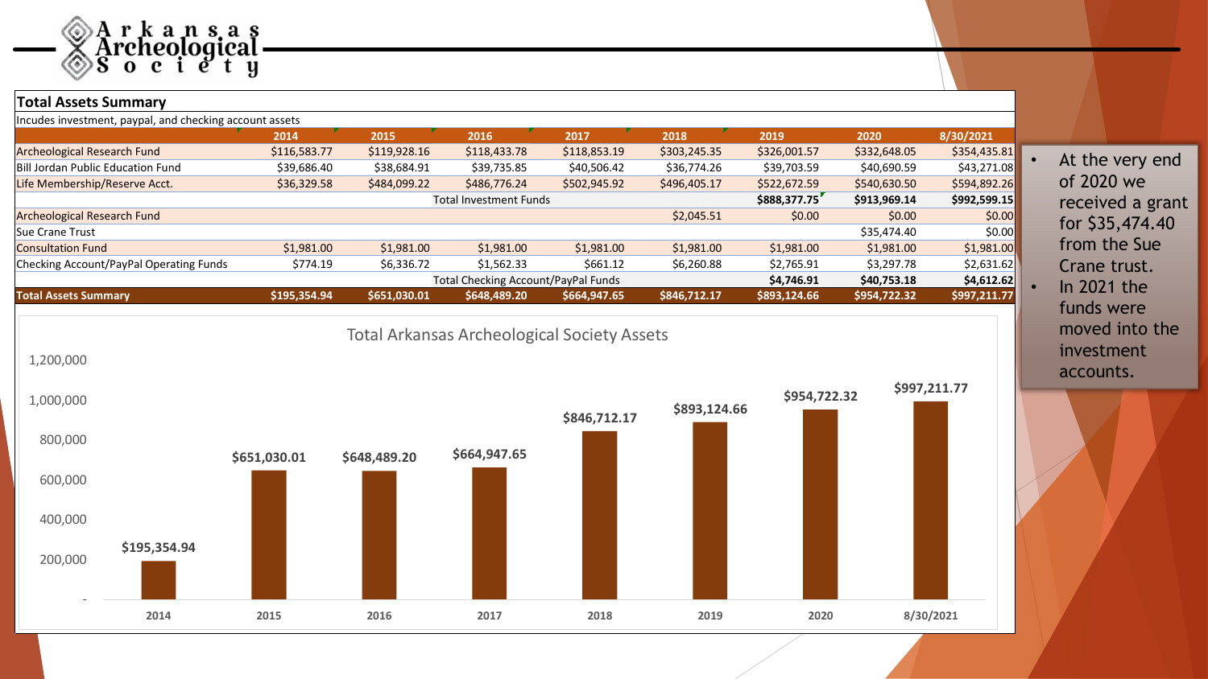**Arkansas Archeological Society**

## Total Assets Summary

Incudes investment, paypal, and checking account assets

| | 2014 | 2015 | 2016 | 2017 | 2018 | 2019 | 2020 | 8/30/2021 |
|---|---|---|---|---|---|---|---|---|
| Archeological Research Fund | $116,583.77 | $119,928.16 | $118,433.78 | $118,853.19 | $303,245.35 | $326,001.57 | $332,648.05 | $354,435.81 |
| Bill Jordan Public Education Fund | $39,686.40 | $38,684.91 | $39,735.85 | $40,506.42 | $36,774.26 | $39,703.59 | $40,690.59 | $43,271.08 |
| Life Membership/Reserve Acct. | $36,329.58 | $484,099.22 | $486,776.24 | $502,945.92 | $496,405.17 | $522,672.59 | $540,630.50 | $594,892.26 |
| Total Investment Funds | | | | | | **$888,377.75** | **$913,969.14** | **$992,599.15** |
| Archeological Research Fund | | | | | $2,045.51 | $0.00 | $0.00 | $0.00 |
| Sue Crane Trust | | | | | | | $35,474.40 | $0.00 |
| Consultation Fund | $1,981.00 | $1,981.00 | $1,981.00 | $1,981.00 | $1,981.00 | $1,981.00 | $1,981.00 | $1,981.00 |
| Checking Account/PayPal Operating Funds | $774.19 | $6,336.72 | $1,562.33 | $661.12 | $6,260.88 | $2,765.91 | $3,297.78 | $2,631.62 |
| Total Checking Account/PayPal Funds | | | | | | **$4,746.91** | **$40,753.18** | **$4,612.62** |
| **Total Assets Summary** | **$195,354.94** | **$651,030.01** | **$648,489.20** | **$664,947.65** | **$846,712.17** | **$893,124.66** | **$954,722.32** | **$997,211.77** |

### Total Arkansas Archeological Society Assets

| Year | Total Assets |
|---|---|
| 2014 | $195,354.94 |
| 2015 | $651,030.01 |
| 2016 | $648,489.20 |
| 2017 | $664,947.65 |
| 2018 | $846,712.17 |
| 2019 | $893,124.66 |
| 2020 | $954,722.32 |
| 8/30/2021 | $997,211.77 |

- At the very end of 2020 we received a grant for $35,474.40 from the Sue Crane trust.
- In 2021 the funds were moved into the investment accounts.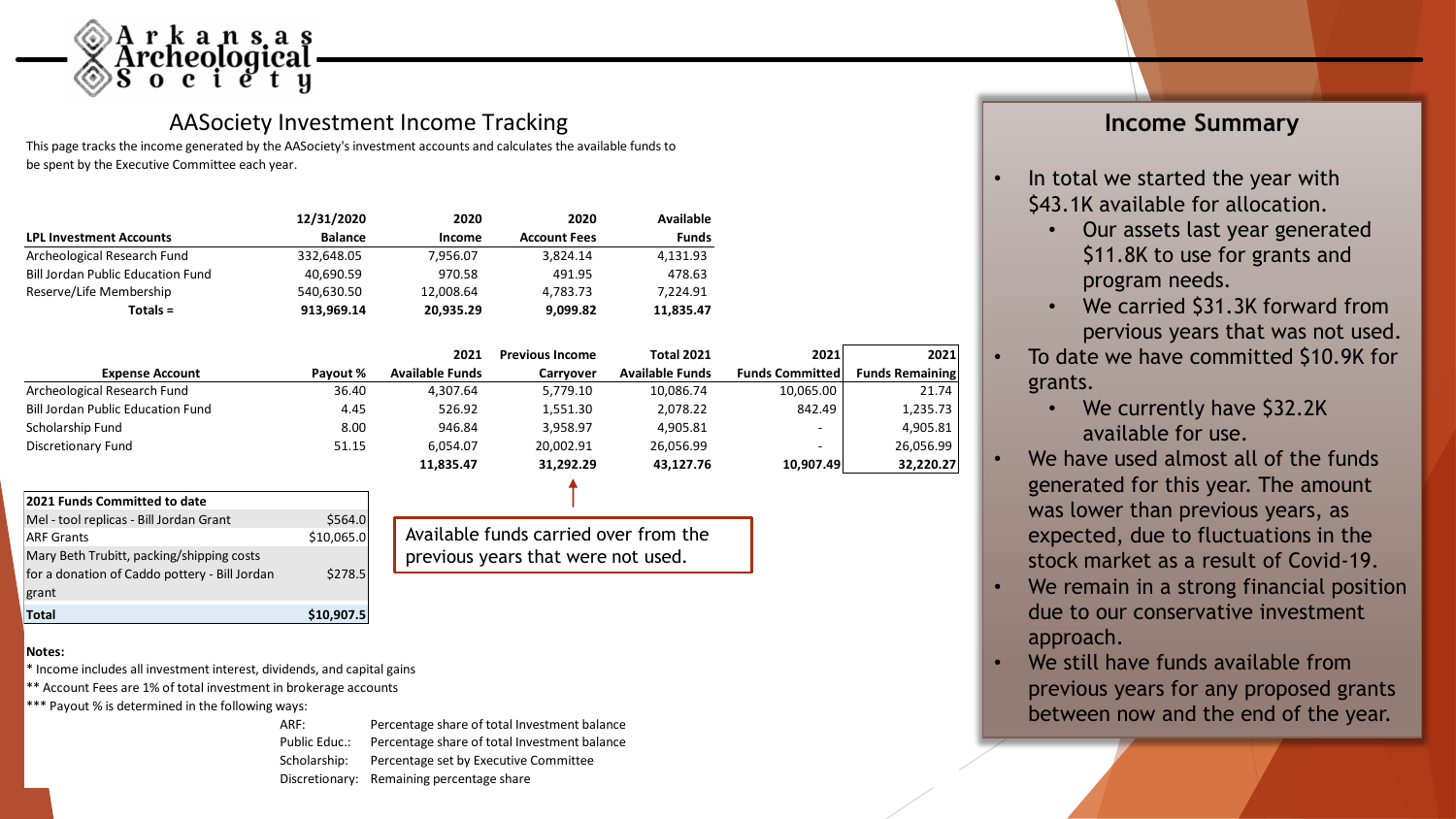Arkansas Archeological Society

# AASociety Investment Income Tracking

This page tracks the income generated by the AASociety's investment accounts and calculates the available funds to be spent by the Executive Committee each year.

| LPL Investment Accounts | 12/31/2020 Balance | 2020 Income | 2020 Account Fees | Available Funds |
|---|---|---|---|---|
| Archeological Research Fund | 332,648.05 | 7,956.07 | 3,824.14 | 4,131.93 |
| Bill Jordan Public Education Fund | 40,690.59 | 970.58 | 491.95 | 478.63 |
| Reserve/Life Membership | 540,630.50 | 12,008.64 | 4,783.73 | 7,224.91 |
| **Totals =** | **913,969.14** | **20,935.29** | **9,099.82** | **11,835.47** |

| Expense Account | Payout % | 2021 Available Funds | Previous Income Carryover | Total 2021 Available Funds | 2021 Funds Committed | 2021 Funds Remaining |
|---|---|---|---|---|---|---|
| Archeological Research Fund | 36.40 | 4,307.64 | 5,779.10 | 10,086.74 | 10,065.00 | 21.74 |
| Bill Jordan Public Education Fund | 4.45 | 526.92 | 1,551.30 | 2,078.22 | 842.49 | 1,235.73 |
| Scholarship Fund | 8.00 | 946.84 | 3,958.97 | 4,905.81 | - | 4,905.81 |
| Discretionary Fund | 51.15 | 6,054.07 | 20,002.91 | 26,056.99 | - | 26,056.99 |
| | | **11,835.47** | **31,292.29** | **43,127.76** | **10,907.49** | **32,220.27** |

Available funds carried over from the previous years that were not used.

| 2021 Funds Committed to date | |
|---|---|
| Mel - tool replicas - Bill Jordan Grant | $564.0 |
| ARF Grants | $10,065.0 |
| Mary Beth Trubitt, packing/shipping costs for a donation of Caddo pottery - Bill Jordan grant | $278.5 |
| **Total** | **$10,907.5** |

**Notes:**

* Income includes all investment interest, dividends, and capital gains

** Account Fees are 1% of total investment in brokerage accounts

*** Payout % is determined in the following ways:

| | |
|---|---|
| ARF: | Percentage share of total Investment balance |
| Public Educ.: | Percentage share of total Investment balance |
| Scholarship: | Percentage set by Executive Committee |
| Discretionary: | Remaining percentage share |

## Income Summary

- In total we started the year with $43.1K available for allocation.
  - Our assets last year generated $11.8K to use for grants and program needs.
  - We carried $31.3K forward from pervious years that was not used.
- To date we have committed $10.9K for grants.
  - We currently have $32.2K available for use.
- We have used almost all of the funds generated for this year. The amount was lower than previous years, as expected, due to fluctuations in the stock market as a result of Covid-19.
- We remain in a strong financial position due to our conservative investment approach.
- We still have funds available from previous years for any proposed grants between now and the end of the year.